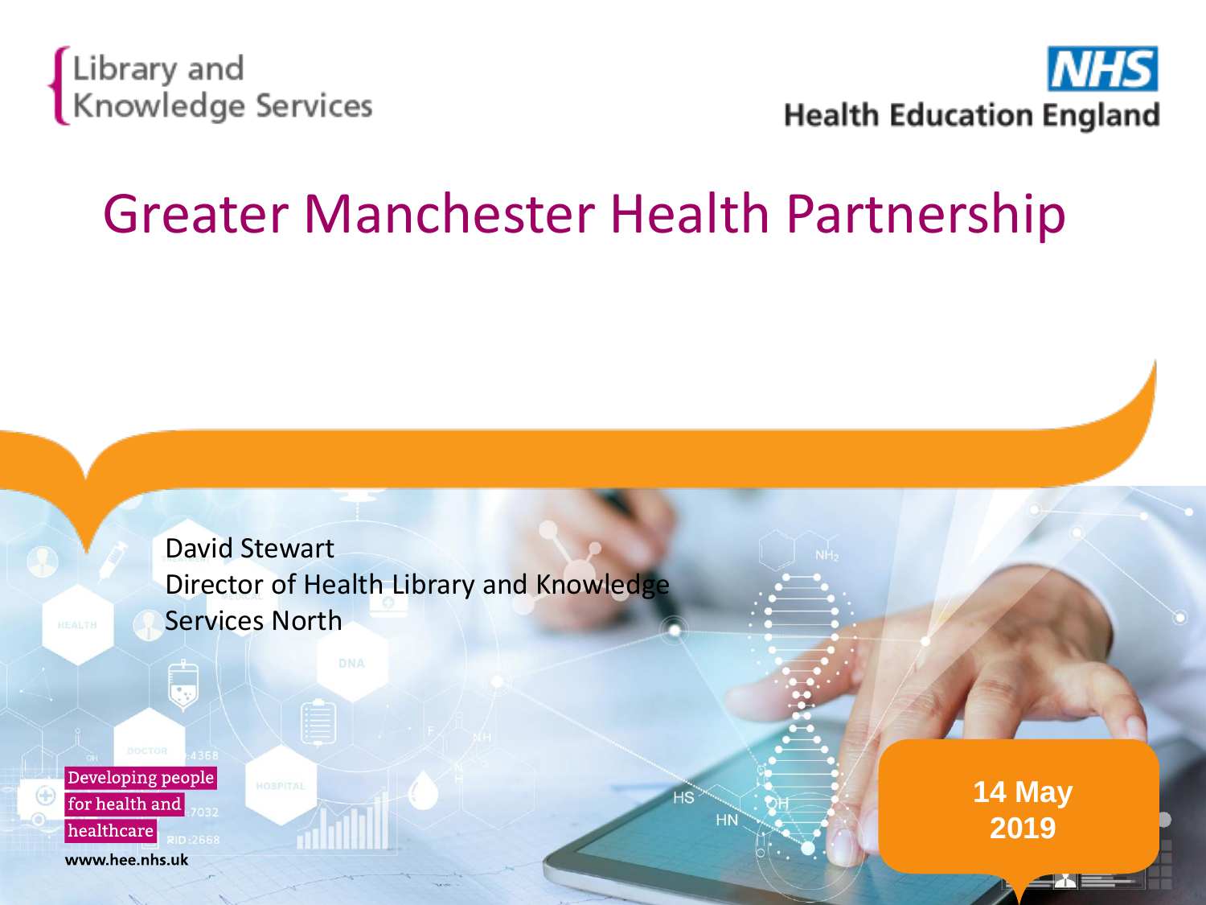Library and Knowledge Services

NHS Health Education England

# Greater Manchester Health Partnership

David Stewart
Director of Health Library and Knowledge Services North

Developing people for health and healthcare

www.hee.nhs.uk

14 May 2019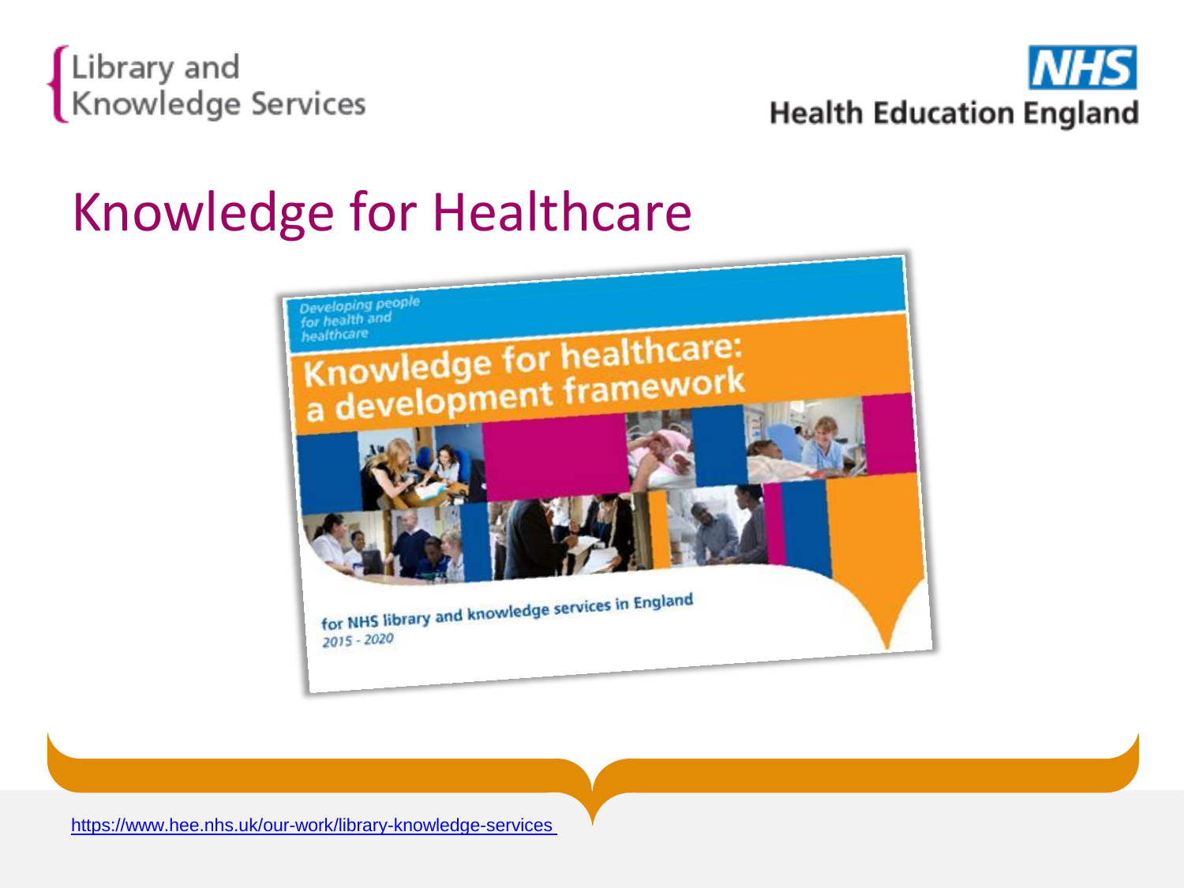# Knowledge for Healthcare

*Developing people for health and healthcare*

**Knowledge for healthcare: a development framework**

for NHS library and knowledge services in England

*2015 - 2020*

https://www.hee.nhs.uk/our-work/library-knowledge-services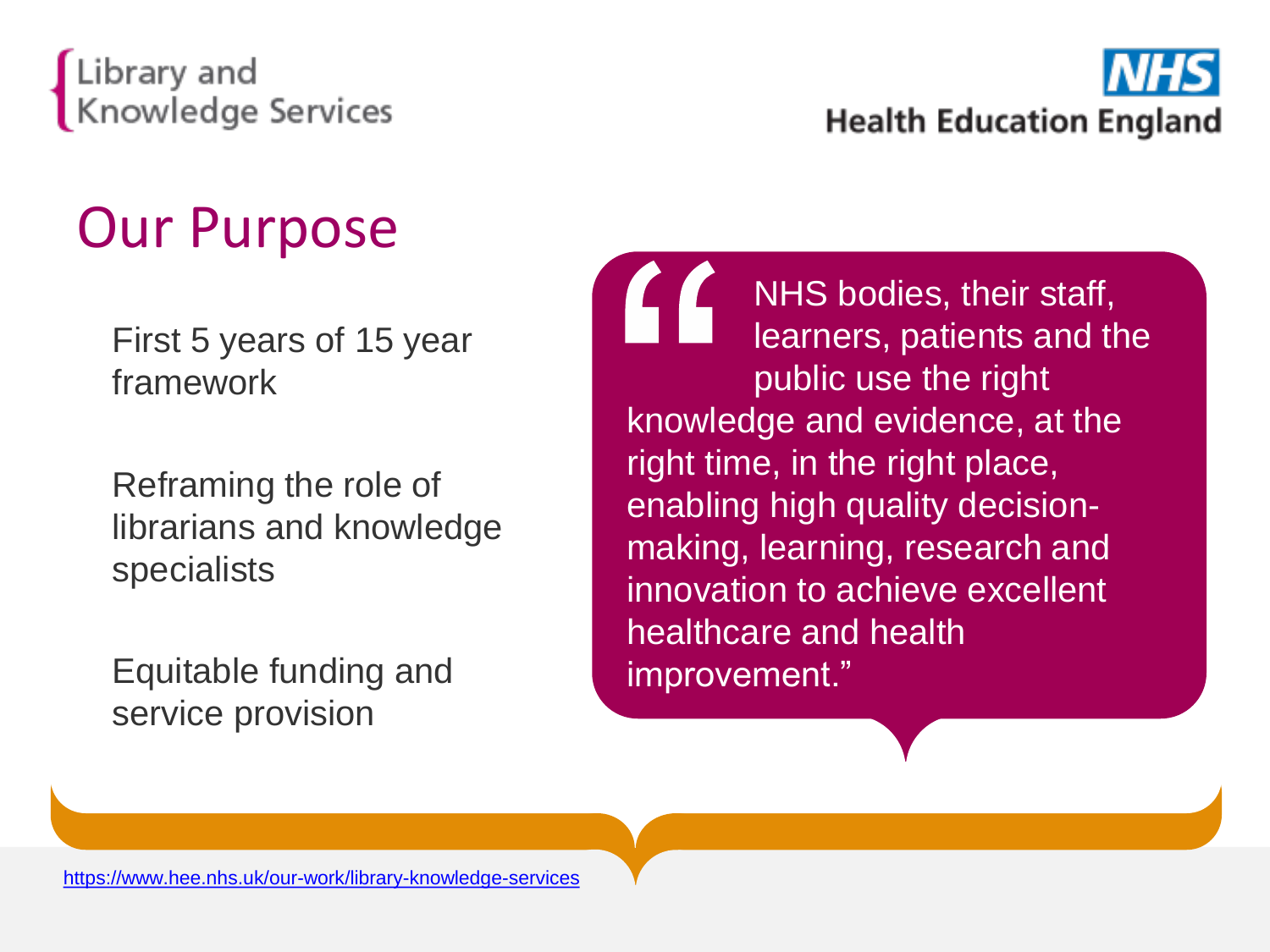# Our Purpose

First 5 years of 15 year framework

Reframing the role of librarians and knowledge specialists

Equitable funding and service provision

> "NHS bodies, their staff, learners, patients and the public use the right knowledge and evidence, at the right time, in the right place, enabling high quality decision-making, learning, research and innovation to achieve excellent healthcare and health improvement."

https://www.hee.nhs.uk/our-work/library-knowledge-services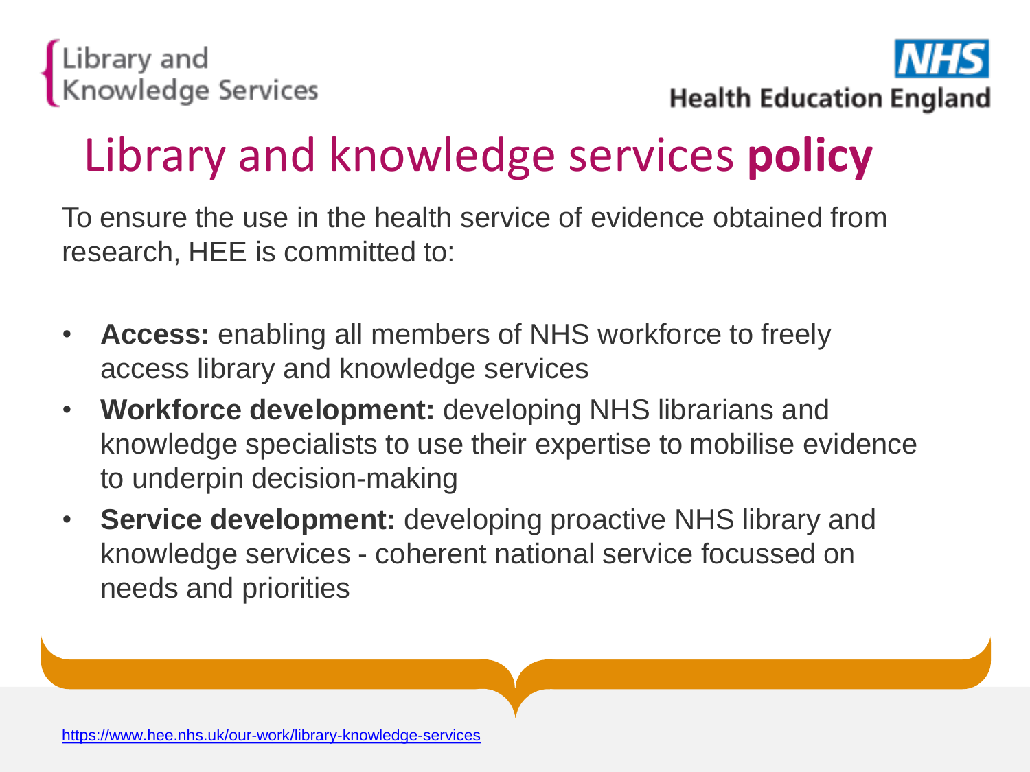# Library and knowledge services **policy**

To ensure the use in the health service of evidence obtained from research, HEE is committed to:

- **Access:** enabling all members of NHS workforce to freely access library and knowledge services
- **Workforce development:** developing NHS librarians and knowledge specialists to use their expertise to mobilise evidence to underpin decision-making
- **Service development:** developing proactive NHS library and knowledge services - coherent national service focussed on needs and priorities

https://www.hee.nhs.uk/our-work/library-knowledge-services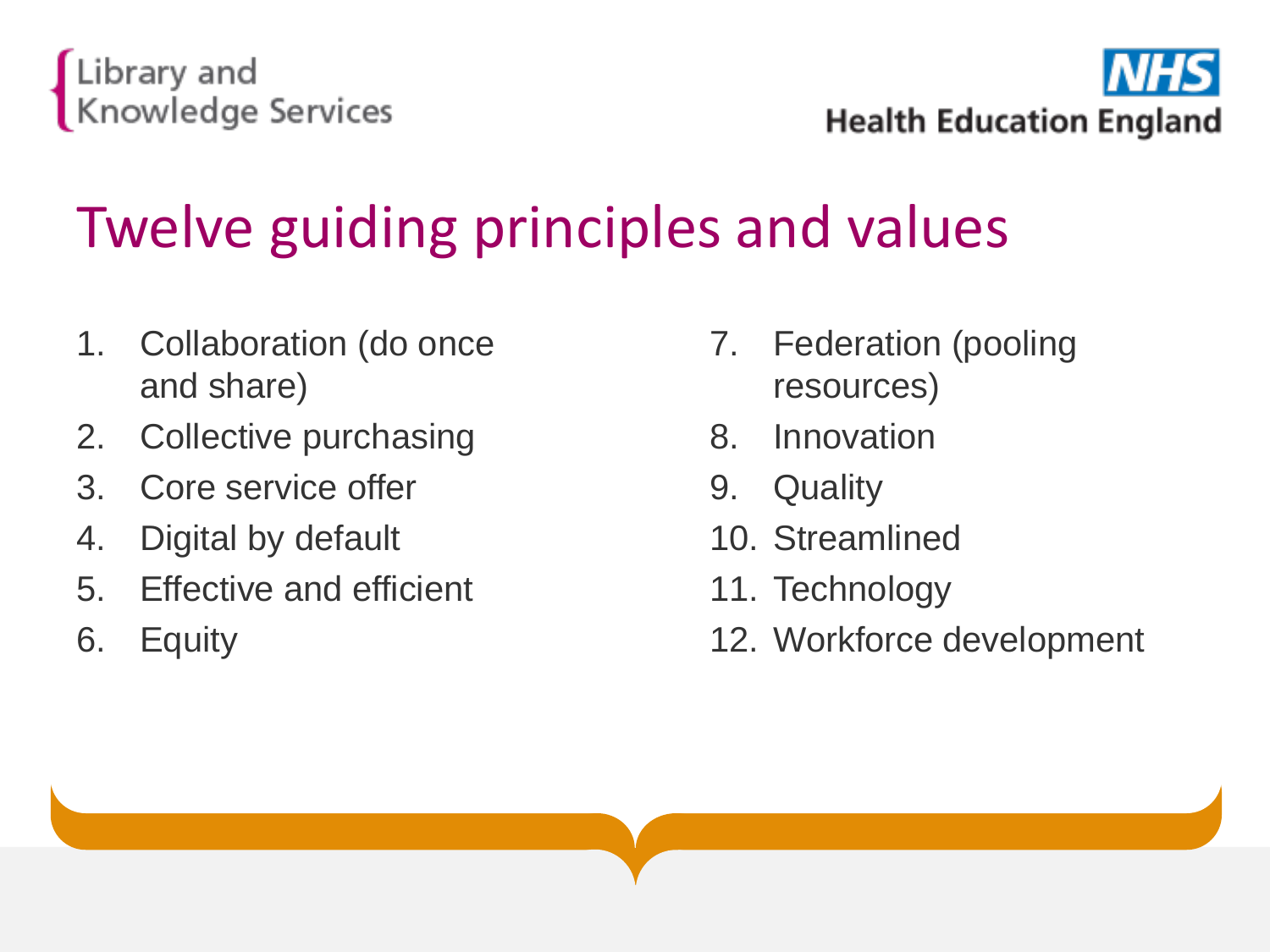# Twelve guiding principles and values

1. Collaboration (do once and share)
2. Collective purchasing
3. Core service offer
4. Digital by default
5. Effective and efficient
6. Equity
7. Federation (pooling resources)
8. Innovation
9. Quality
10. Streamlined
11. Technology
12. Workforce development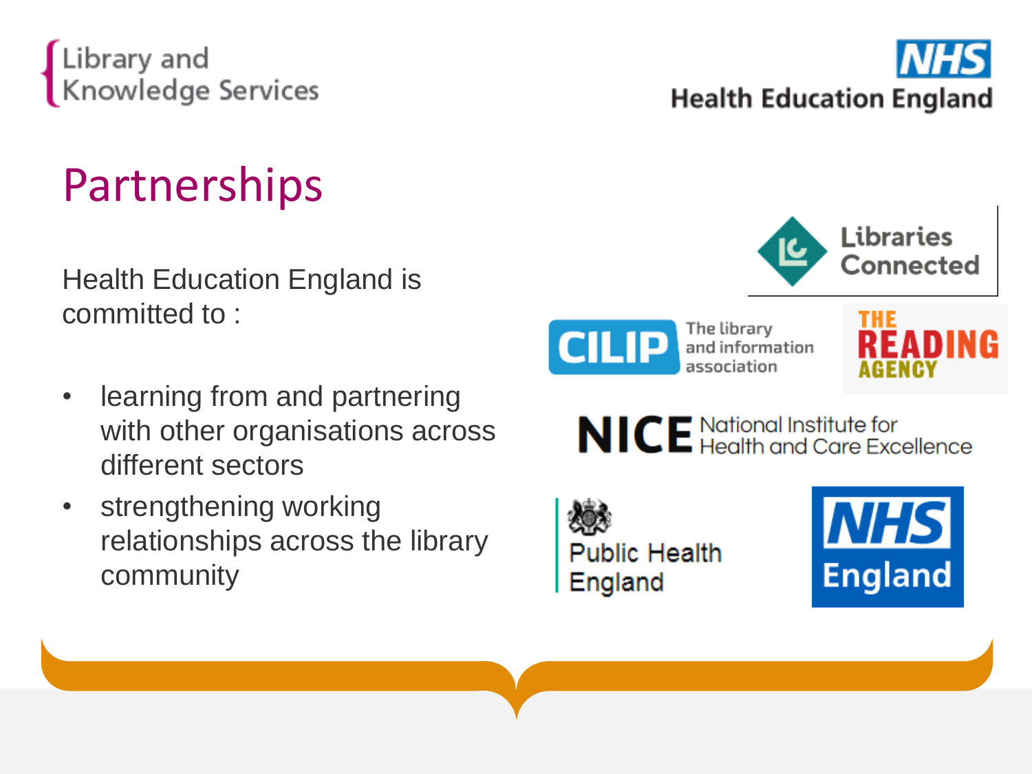# Partnerships

Health Education England is committed to :

- learning from and partnering with other organisations across different sectors
- strengthening working relationships across the library community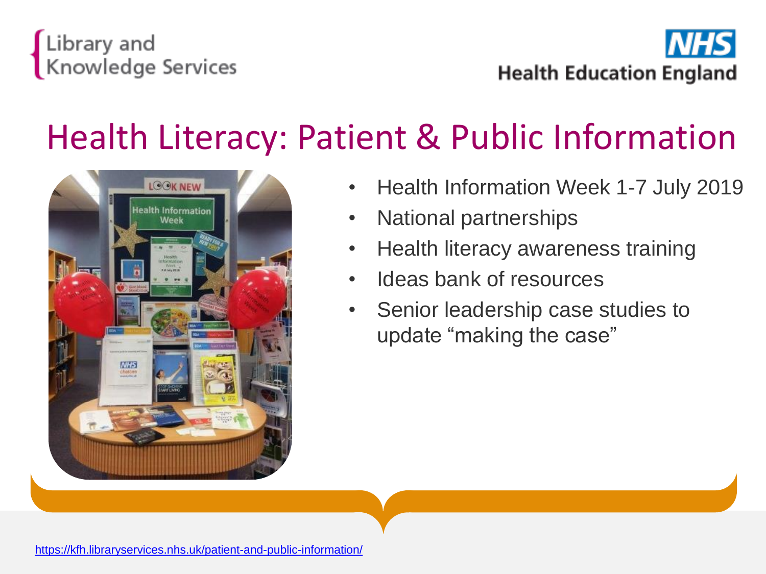Library and Knowledge Services

NHS Health Education England

# Health Literacy: Patient & Public Information

- Health Information Week 1-7 July 2019
- National partnerships
- Health literacy awareness training
- Ideas bank of resources
- Senior leadership case studies to update "making the case"

https://kfh.libraryservices.nhs.uk/patient-and-public-information/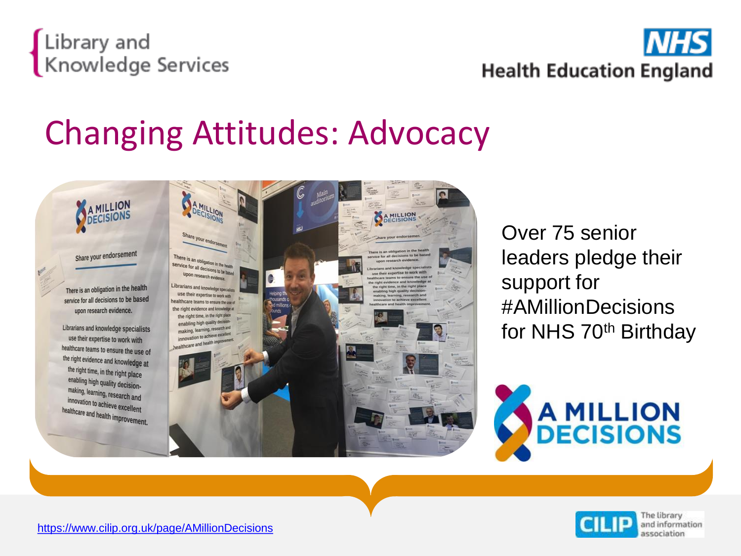# Changing Attitudes: Advocacy

Over 75 senior leaders pledge their support for #AMillionDecisions for NHS 70th Birthday

https://www.cilip.org.uk/page/AMillionDecisions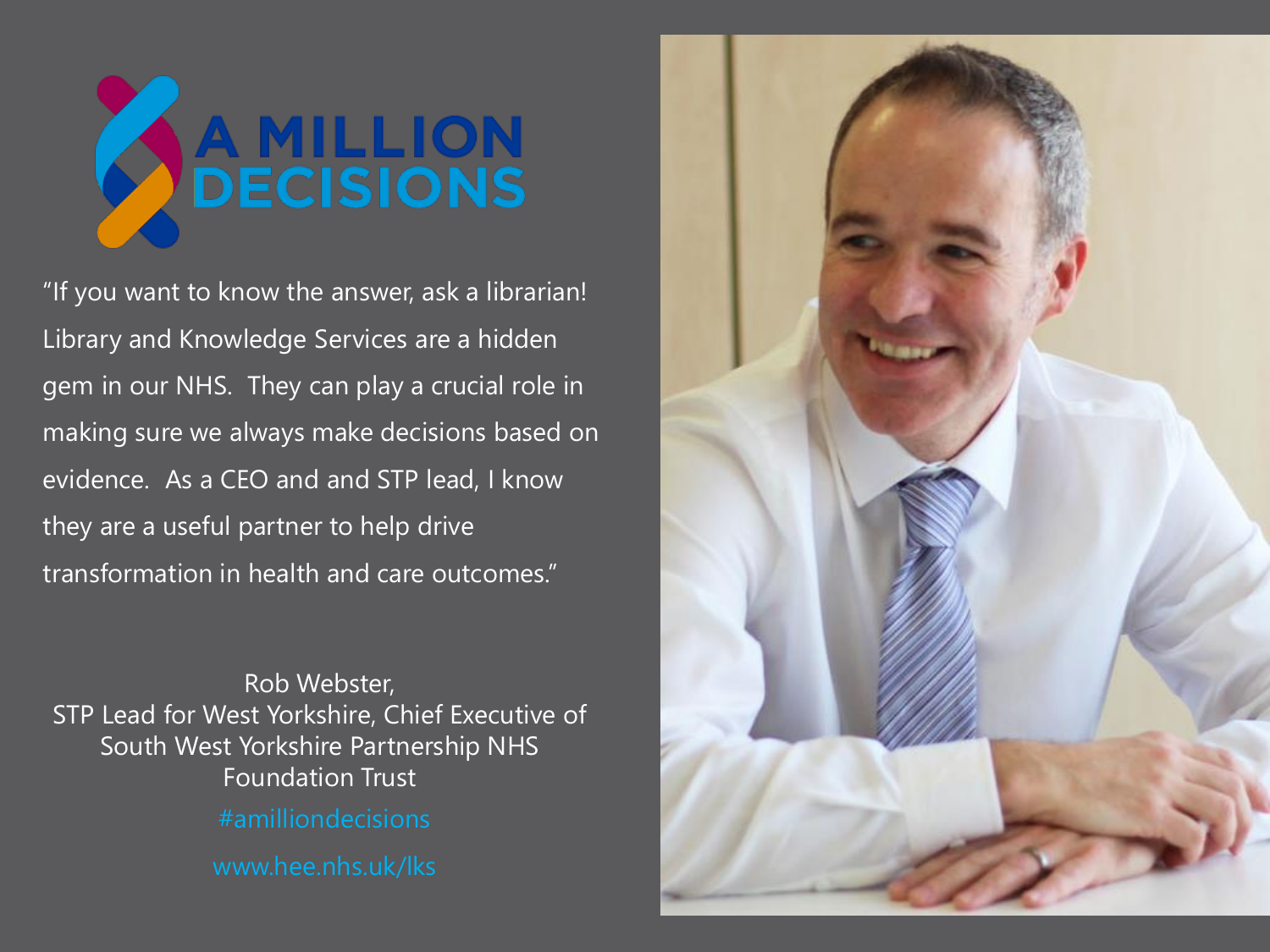# A MILLION DECISIONS

"If you want to know the answer, ask a librarian! Library and Knowledge Services are a hidden gem in our NHS. They can play a crucial role in making sure we always make decisions based on evidence. As a CEO and and STP lead, I know they are a useful partner to help drive transformation in health and care outcomes."

Rob Webster,
STP Lead for West Yorkshire, Chief Executive of South West Yorkshire Partnership NHS Foundation Trust

#amilliondecisions

www.hee.nhs.uk/lks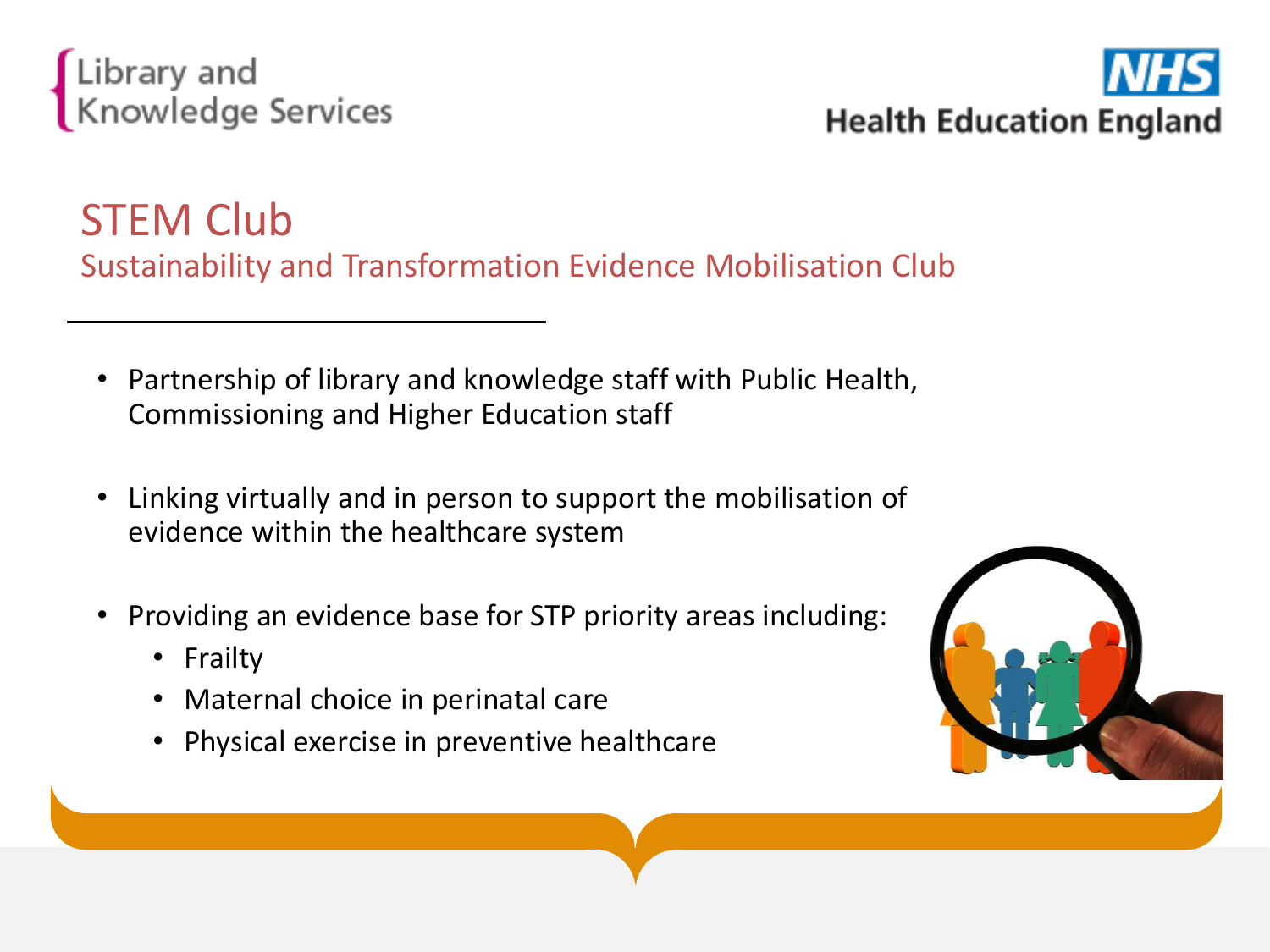# STEM Club

## Sustainability and Transformation Evidence Mobilisation Club

- Partnership of library and knowledge staff with Public Health, Commissioning and Higher Education staff
- Linking virtually and in person to support the mobilisation of evidence within the healthcare system
- Providing an evidence base for STP priority areas including:
  - Frailty
  - Maternal choice in perinatal care
  - Physical exercise in preventive healthcare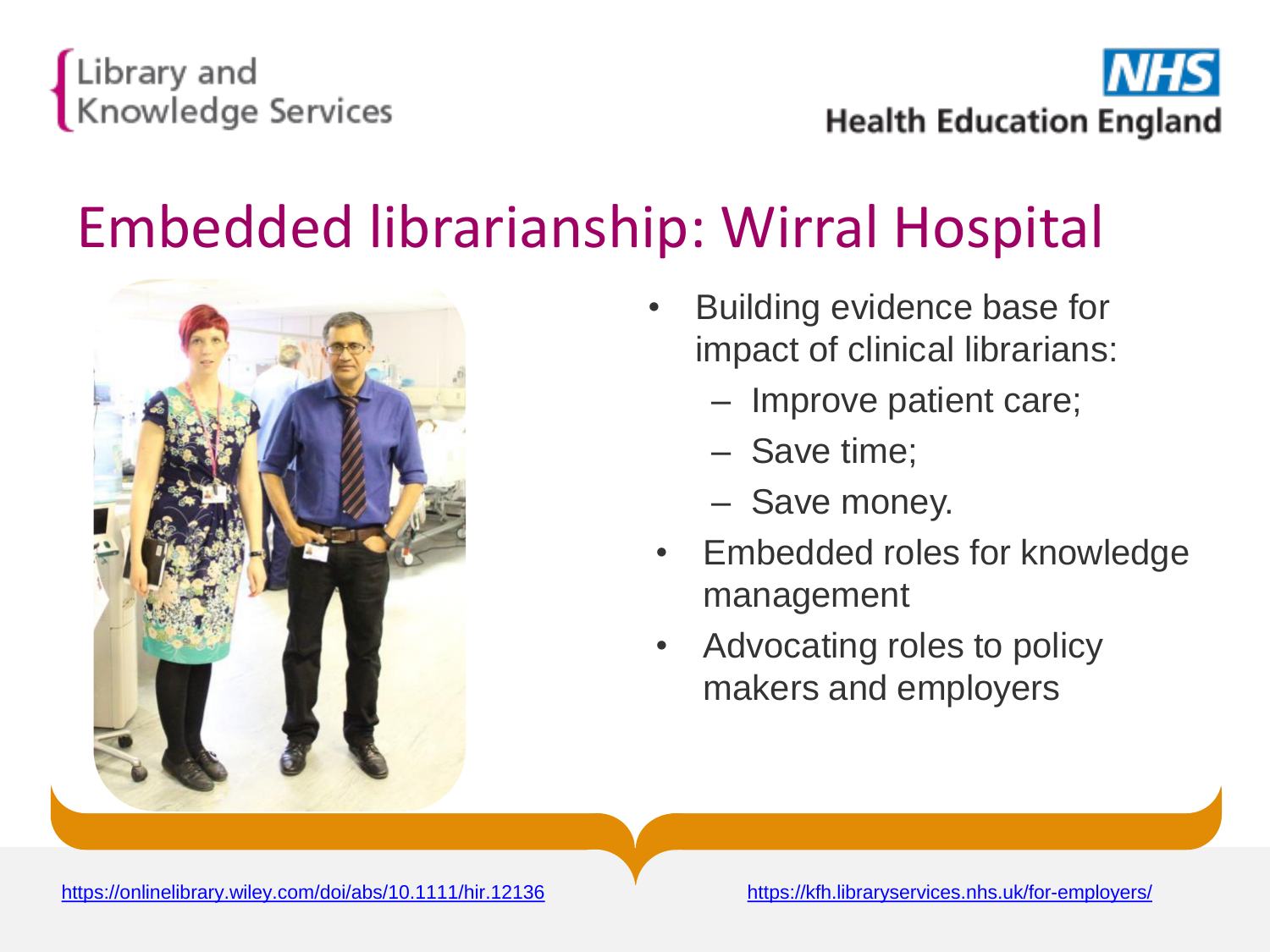Library and Knowledge Services

NHS Health Education England

# Embedded librarianship: Wirral Hospital

- Building evidence base for impact of clinical librarians:
  - Improve patient care;
  - Save time;
  - Save money.
- Embedded roles for knowledge management
- Advocating roles to policy makers and employers

https://onlinelibrary.wiley.com/doi/abs/10.1111/hir.12136

https://kfh.libraryservices.nhs.uk/for-employers/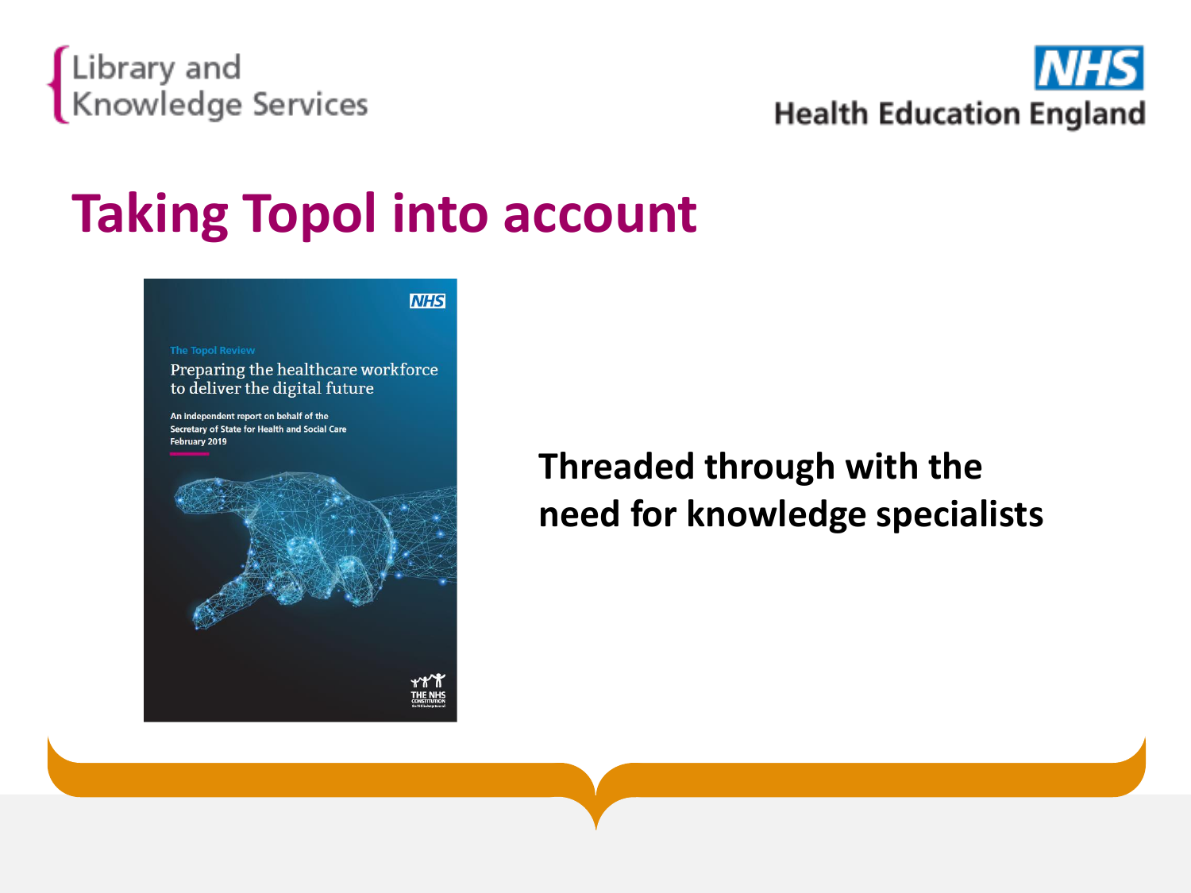# Taking Topol into account

The Topol Review

Preparing the healthcare workforce to deliver the digital future

An independent report on behalf of the Secretary of State for Health and Social Care
February 2019

**Threaded through with the need for knowledge specialists**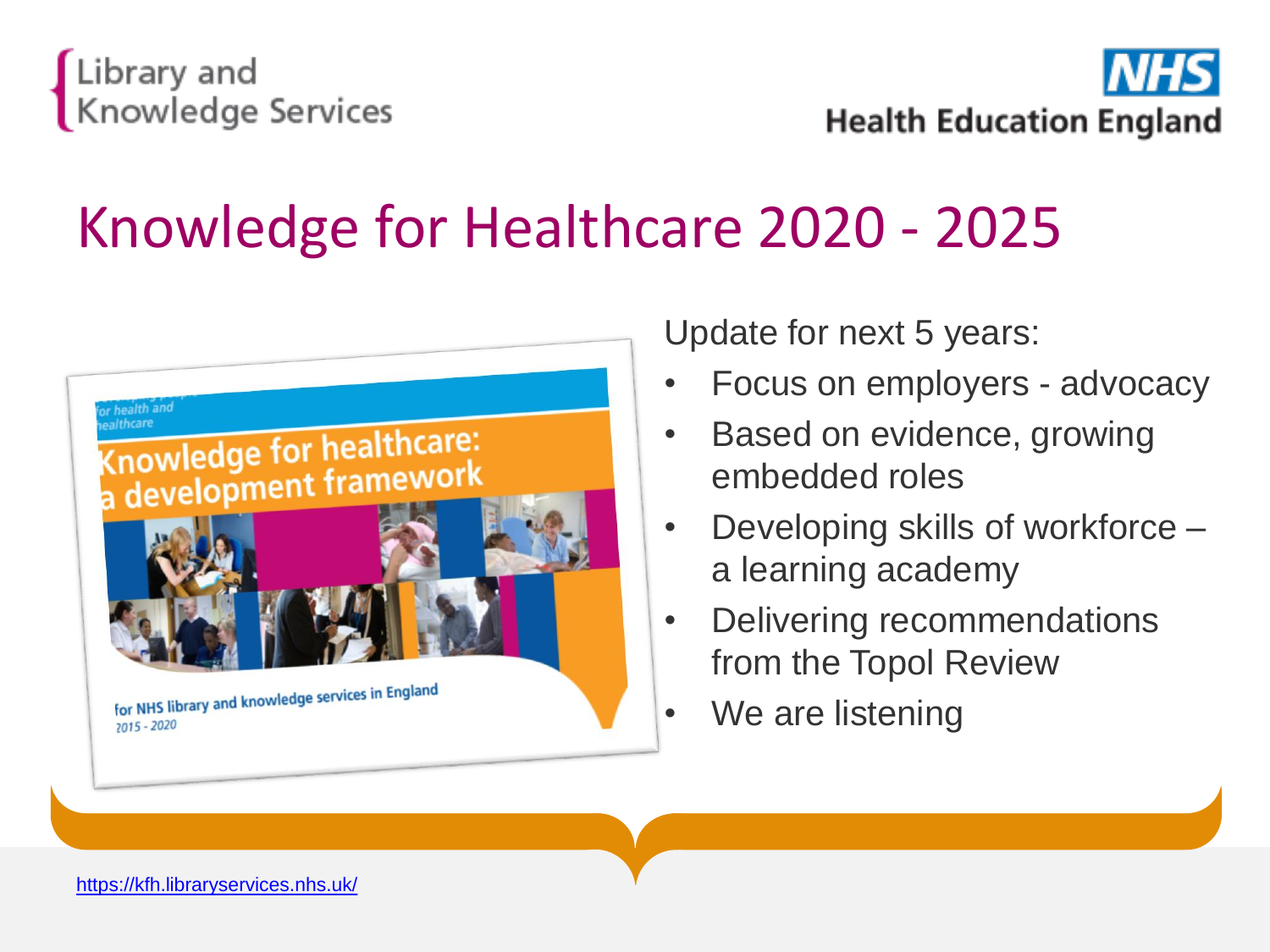Library and Knowledge Services

NHS Health Education England

# Knowledge for Healthcare 2020 - 2025

Update for next 5 years:

- Focus on employers - advocacy
- Based on evidence, growing embedded roles
- Developing skills of workforce – a learning academy
- Delivering recommendations from the Topol Review
- We are listening

https://kfh.libraryservices.nhs.uk/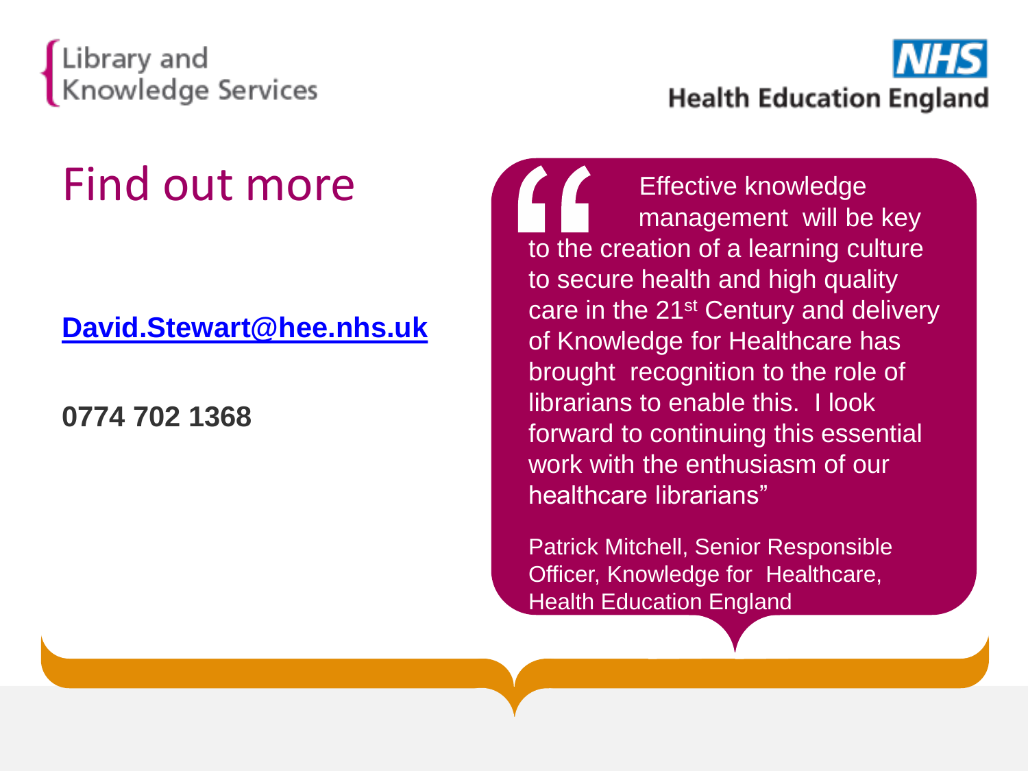Library and Knowledge Services

NHS Health Education England

# Find out more

**[David.Stewart@hee.nhs.uk](mailto:David.Stewart@hee.nhs.uk)**

**0774 702 1368**

"Effective knowledge management will be key to the creation of a learning culture to secure health and high quality care in the 21st Century and delivery of Knowledge for Healthcare has brought recognition to the role of librarians to enable this. I look forward to continuing this essential work with the enthusiasm of our healthcare librarians"

Patrick Mitchell, Senior Responsible Officer, Knowledge for Healthcare, Health Education England